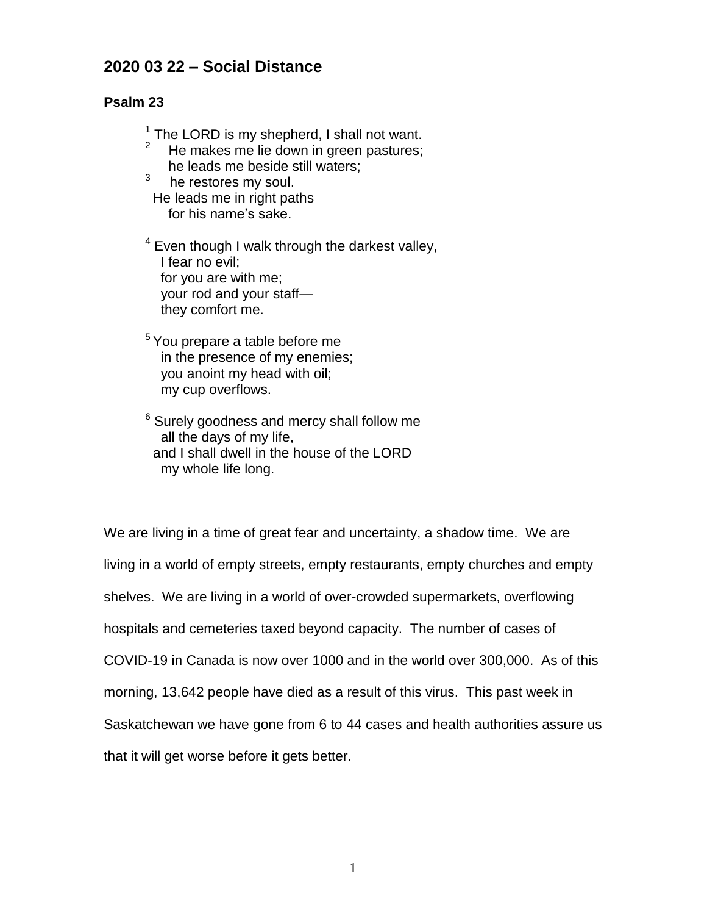## 2020 03 22 – Social Distance

### Psalm 23

[1] The LORD is my shepherd, I shall not want.
[2] He makes me lie down in green pastures;
he leads me beside still waters;
[3] he restores my soul.
He leads me in right paths
for his name's sake.

[4] Even though I walk through the darkest valley,
I fear no evil;
for you are with me;
your rod and your staff—
they comfort me.

[5] You prepare a table before me
in the presence of my enemies;
you anoint my head with oil;
my cup overflows.

[6] Surely goodness and mercy shall follow me
all the days of my life,
and I shall dwell in the house of the LORD
my whole life long.

We are living in a time of great fear and uncertainty, a shadow time. We are living in a world of empty streets, empty restaurants, empty churches and empty shelves. We are living in a world of over-crowded supermarkets, overflowing hospitals and cemeteries taxed beyond capacity. The number of cases of COVID-19 in Canada is now over 1000 and in the world over 300,000. As of this morning, 13,642 people have died as a result of this virus. This past week in Saskatchewan we have gone from 6 to 44 cases and health authorities assure us that it will get worse before it gets better.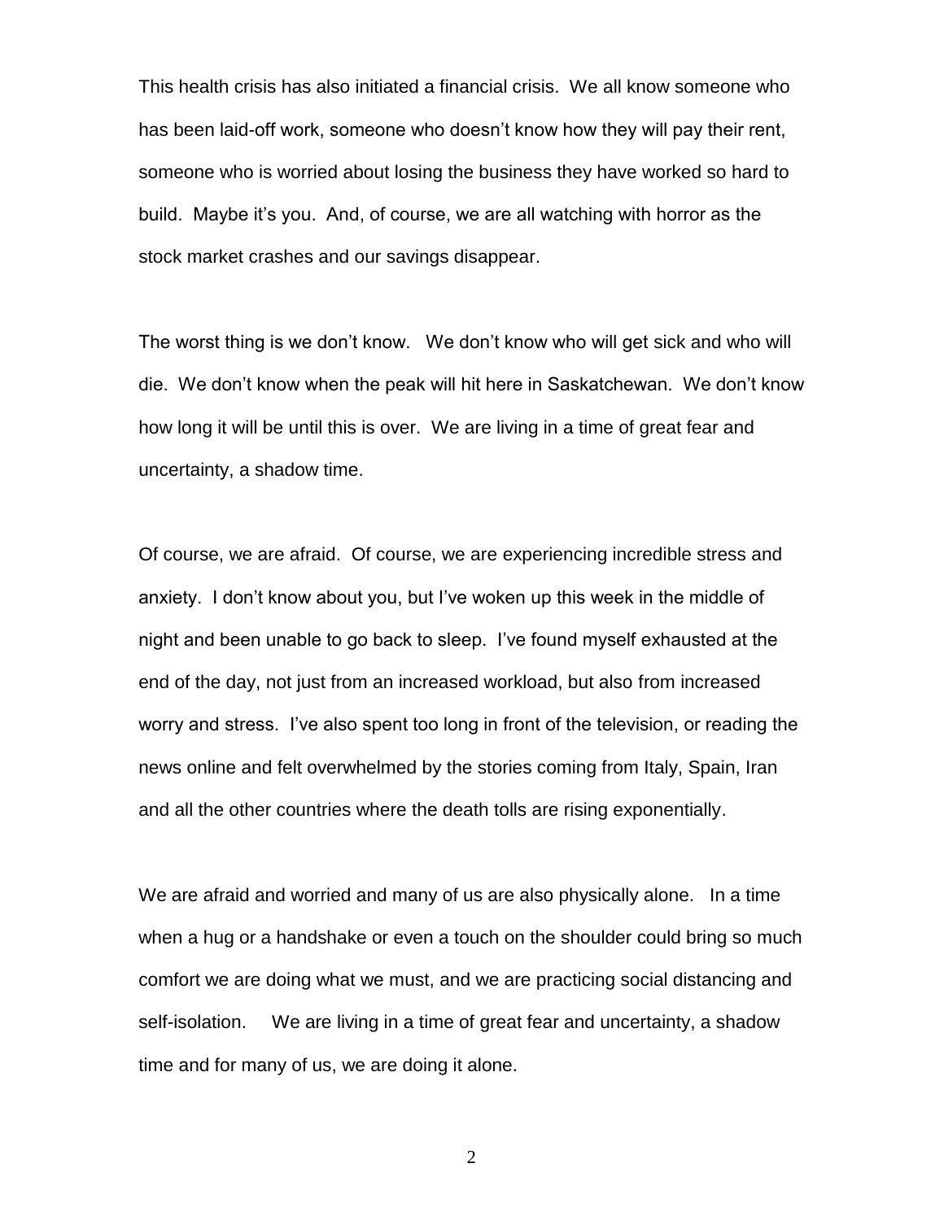This health crisis has also initiated a financial crisis. We all know someone who has been laid-off work, someone who doesn't know how they will pay their rent, someone who is worried about losing the business they have worked so hard to build. Maybe it's you. And, of course, we are all watching with horror as the stock market crashes and our savings disappear.

The worst thing is we don't know. We don't know who will get sick and who will die. We don't know when the peak will hit here in Saskatchewan. We don't know how long it will be until this is over. We are living in a time of great fear and uncertainty, a shadow time.

Of course, we are afraid. Of course, we are experiencing incredible stress and anxiety. I don't know about you, but I've woken up this week in the middle of night and been unable to go back to sleep. I've found myself exhausted at the end of the day, not just from an increased workload, but also from increased worry and stress. I've also spent too long in front of the television, or reading the news online and felt overwhelmed by the stories coming from Italy, Spain, Iran and all the other countries where the death tolls are rising exponentially.

We are afraid and worried and many of us are also physically alone. In a time when a hug or a handshake or even a touch on the shoulder could bring so much comfort we are doing what we must, and we are practicing social distancing and self-isolation. We are living in a time of great fear and uncertainty, a shadow time and for many of us, we are doing it alone.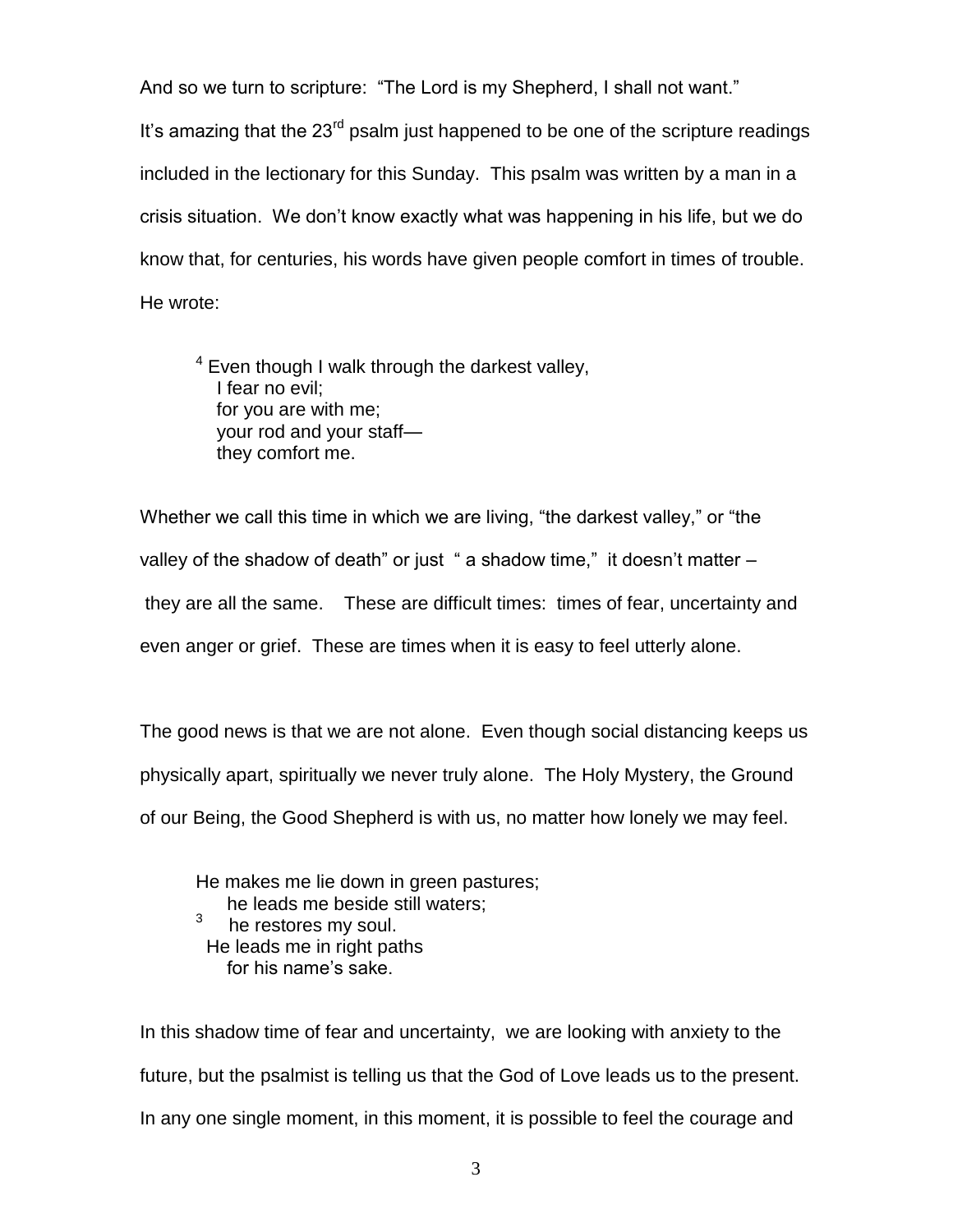And so we turn to scripture: "The Lord is my Shepherd, I shall not want."
It's amazing that the 23rd psalm just happened to be one of the scripture readings included in the lectionary for this Sunday. This psalm was written by a man in a crisis situation. We don't know exactly what was happening in his life, but we do know that, for centuries, his words have given people comfort in times of trouble. He wrote:

> [4] Even though I walk through the darkest valley,
> I fear no evil;
> for you are with me;
> your rod and your staff—
> they comfort me.

Whether we call this time in which we are living, "the darkest valley," or "the valley of the shadow of death" or just " a shadow time," it doesn't matter – they are all the same. These are difficult times: times of fear, uncertainty and even anger or grief. These are times when it is easy to feel utterly alone.

The good news is that we are not alone. Even though social distancing keeps us physically apart, spiritually we never truly alone. The Holy Mystery, the Ground of our Being, the Good Shepherd is with us, no matter how lonely we may feel.

> He makes me lie down in green pastures;
> he leads me beside still waters;
> [3] he restores my soul.
> He leads me in right paths
> for his name's sake.

In this shadow time of fear and uncertainty, we are looking with anxiety to the future, but the psalmist is telling us that the God of Love leads us to the present. In any one single moment, in this moment, it is possible to feel the courage and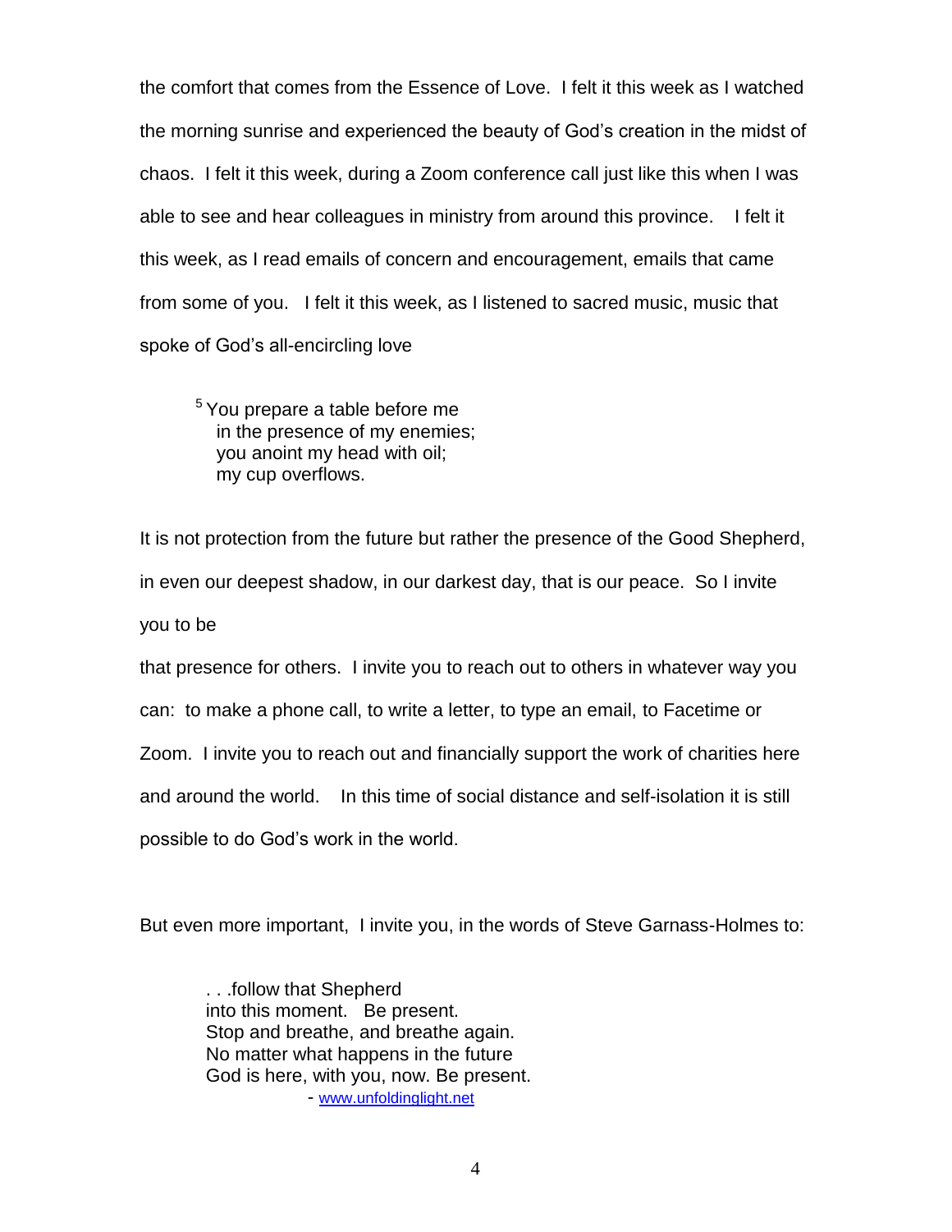the comfort that comes from the Essence of Love. I felt it this week as I watched the morning sunrise and experienced the beauty of God's creation in the midst of chaos. I felt it this week, during a Zoom conference call just like this when I was able to see and hear colleagues in ministry from around this province. I felt it this week, as I read emails of concern and encouragement, emails that came from some of you. I felt it this week, as I listened to sacred music, music that spoke of God's all-encircling love

> [5] You prepare a table before me
> in the presence of my enemies;
> you anoint my head with oil;
> my cup overflows.

It is not protection from the future but rather the presence of the Good Shepherd, in even our deepest shadow, in our darkest day, that is our peace. So I invite you to be

that presence for others. I invite you to reach out to others in whatever way you can: to make a phone call, to write a letter, to type an email, to Facetime or Zoom. I invite you to reach out and financially support the work of charities here and around the world. In this time of social distance and self-isolation it is still possible to do God's work in the world.

But even more important, I invite you, in the words of Steve Garnass-Holmes to:

> . . .follow that Shepherd
> into this moment. Be present.
> Stop and breathe, and breathe again.
> No matter what happens in the future
> God is here, with you, now. Be present.
> \- www.unfoldinglight.net